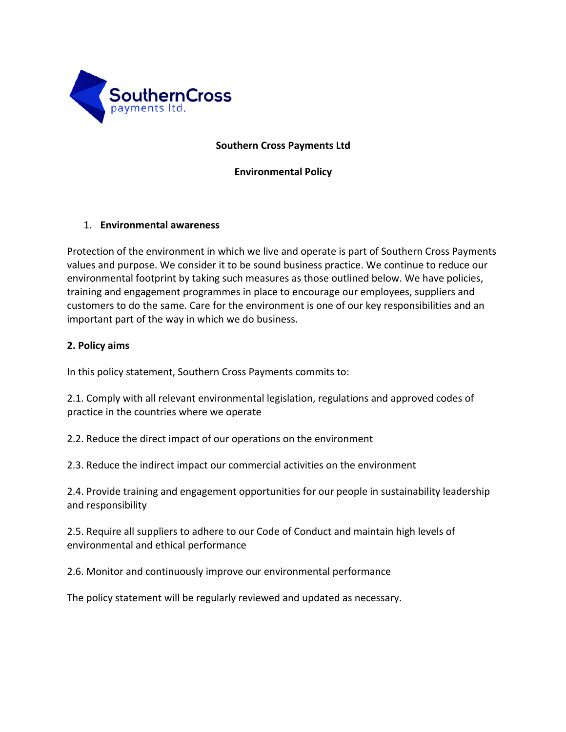**Southern Cross Payments Ltd**

**Environmental Policy**

## 1. Environmental awareness

Protection of the environment in which we live and operate is part of Southern Cross Payments values and purpose. We consider it to be sound business practice. We continue to reduce our environmental footprint by taking such measures as those outlined below. We have policies, training and engagement programmes in place to encourage our employees, suppliers and customers to do the same. Care for the environment is one of our key responsibilities and an important part of the way in which we do business.

## 2. Policy aims

In this policy statement, Southern Cross Payments commits to:

2.1. Comply with all relevant environmental legislation, regulations and approved codes of practice in the countries where we operate

2.2. Reduce the direct impact of our operations on the environment

2.3. Reduce the indirect impact our commercial activities on the environment

2.4. Provide training and engagement opportunities for our people in sustainability leadership and responsibility

2.5. Require all suppliers to adhere to our Code of Conduct and maintain high levels of environmental and ethical performance

2.6. Monitor and continuously improve our environmental performance

The policy statement will be regularly reviewed and updated as necessary.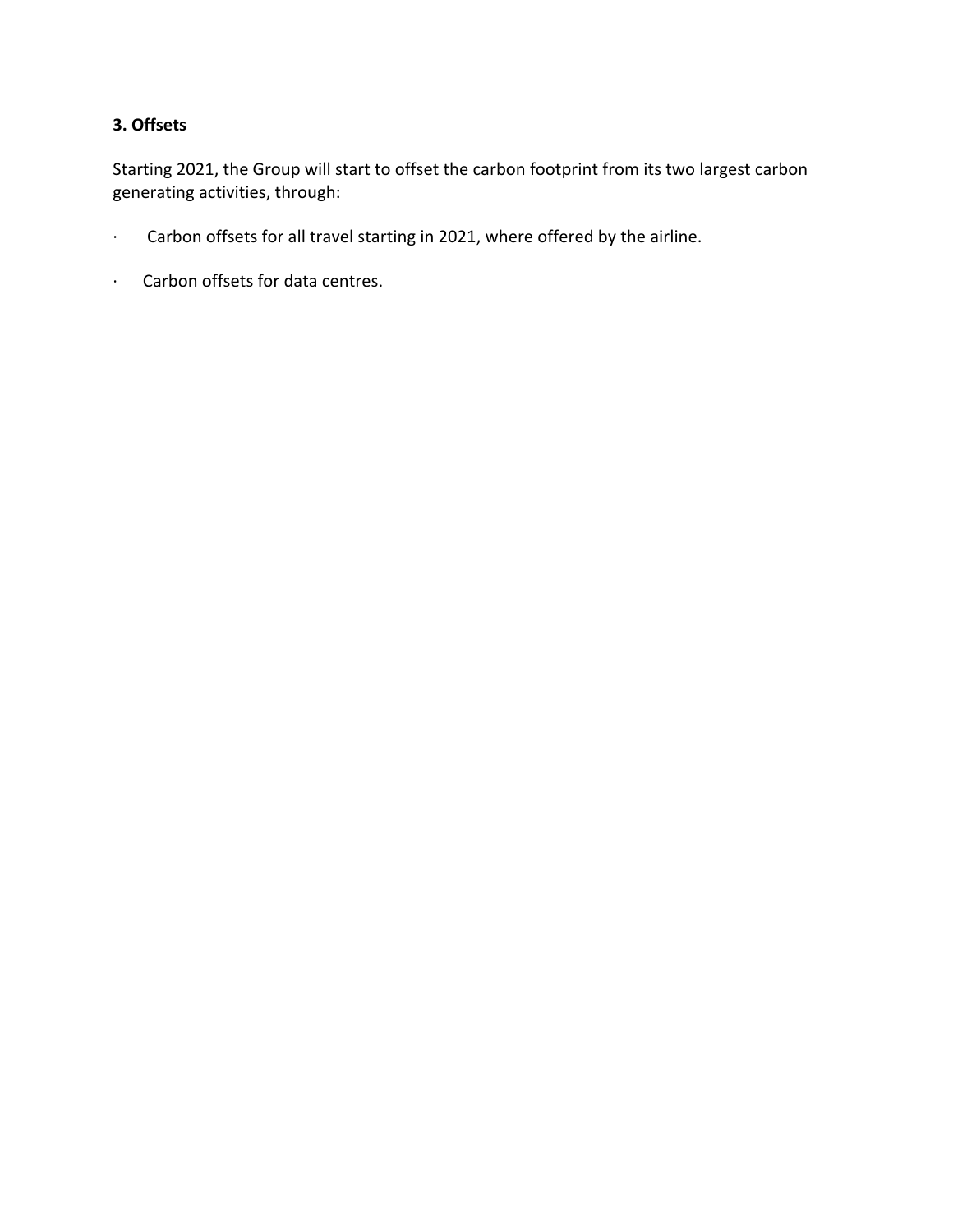**3. Offsets**

Starting 2021, the Group will start to offset the carbon footprint from its two largest carbon generating activities, through:

- Carbon offsets for all travel starting in 2021, where offered by the airline.
- Carbon offsets for data centres.